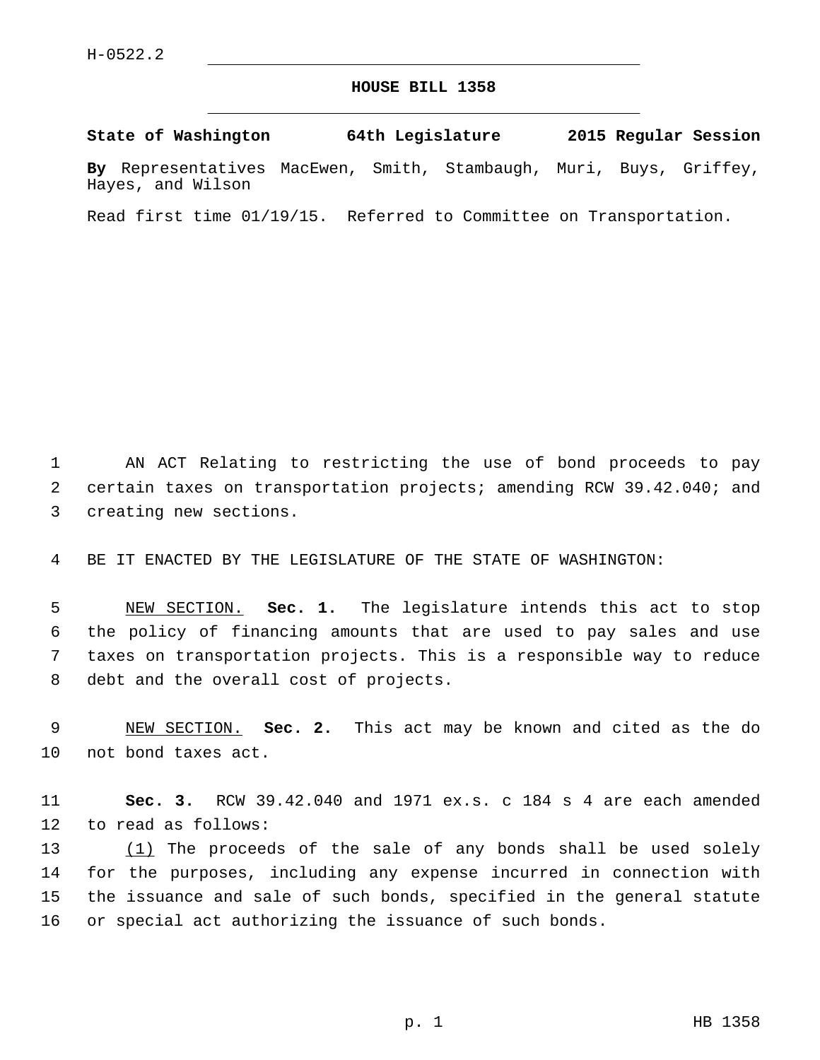H-0522.2

# HOUSE BILL 1358

**State of Washington 64th Legislature 2015 Regular Session**

**By** Representatives MacEwen, Smith, Stambaugh, Muri, Buys, Griffey, Hayes, and Wilson

Read first time 01/19/15. Referred to Committee on Transportation.

AN ACT Relating to restricting the use of bond proceeds to pay certain taxes on transportation projects; amending RCW 39.42.040; and creating new sections.

BE IT ENACTED BY THE LEGISLATURE OF THE STATE OF WASHINGTON:

NEW SECTION. **Sec. 1.** The legislature intends this act to stop the policy of financing amounts that are used to pay sales and use taxes on transportation projects. This is a responsible way to reduce debt and the overall cost of projects.

NEW SECTION. **Sec. 2.** This act may be known and cited as the do not bond taxes act.

**Sec. 3.** RCW 39.42.040 and 1971 ex.s. c 184 s 4 are each amended to read as follows:

(1) The proceeds of the sale of any bonds shall be used solely for the purposes, including any expense incurred in connection with the issuance and sale of such bonds, specified in the general statute or special act authorizing the issuance of such bonds.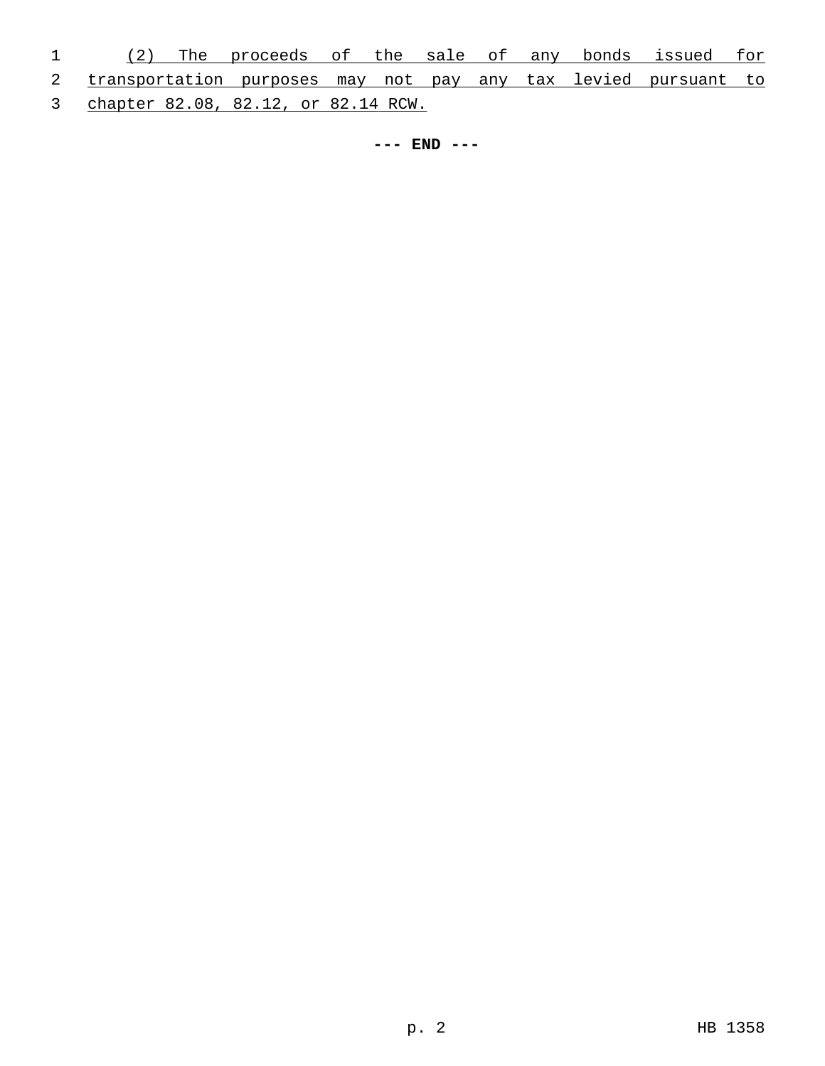(2) The proceeds of the sale of any bonds issued for transportation purposes may not pay any tax levied pursuant to chapter 82.08, 82.12, or 82.14 RCW.

**--- END ---**